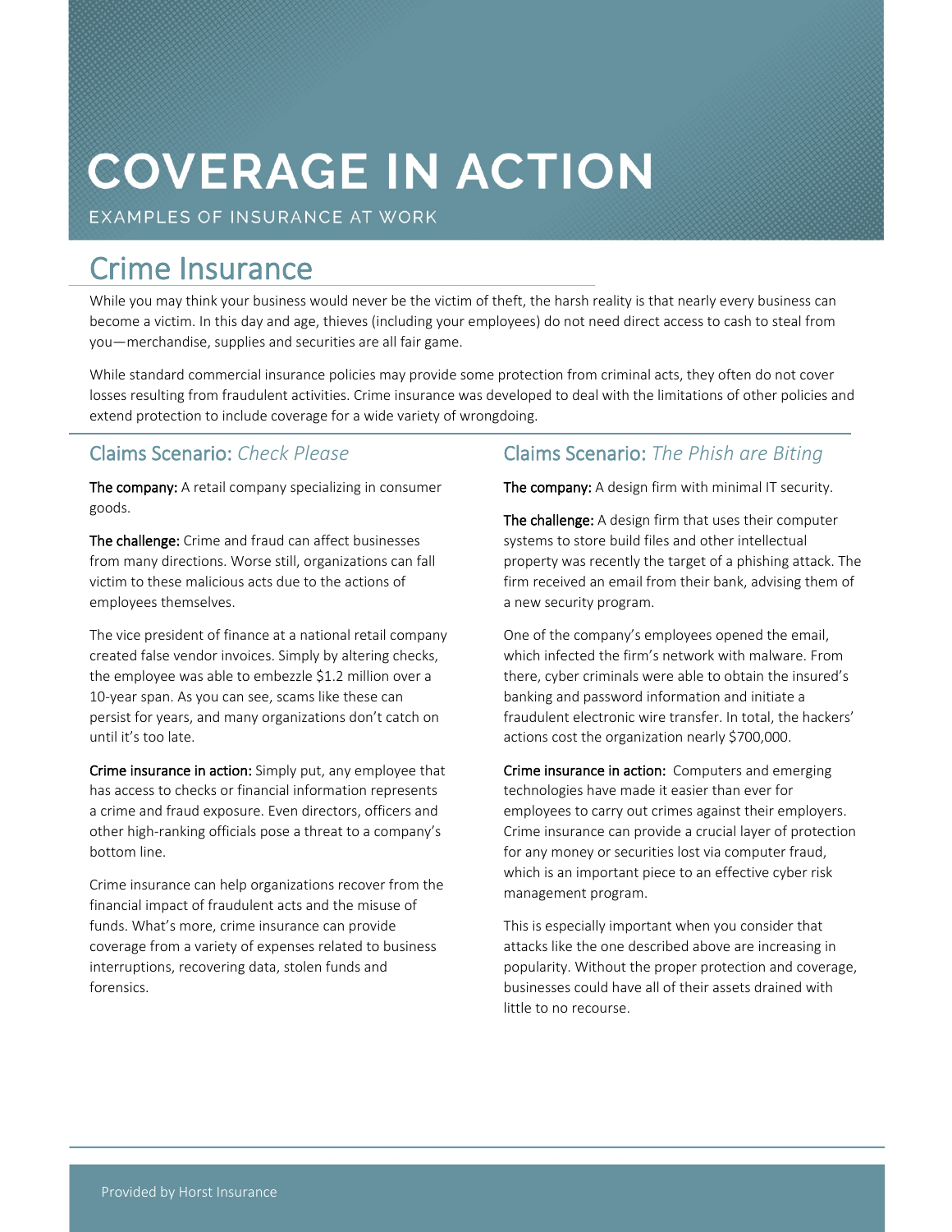# COVERAGE IN ACTION

EXAMPLES OF INSURANCE AT WORK

## Crime Insurance

While you may think your business would never be the victim of theft, the harsh reality is that nearly every business can become a victim. In this day and age, thieves (including your employees) do not need direct access to cash to steal from you—merchandise, supplies and securities are all fair game.

While standard commercial insurance policies may provide some protection from criminal acts, they often do not cover losses resulting from fraudulent activities. Crime insurance was developed to deal with the limitations of other policies and extend protection to include coverage for a wide variety of wrongdoing.

### Claims Scenario: *Check Please*

**The company:** A retail company specializing in consumer goods.

**The challenge:** Crime and fraud can affect businesses from many directions. Worse still, organizations can fall victim to these malicious acts due to the actions of employees themselves.

The vice president of finance at a national retail company created false vendor invoices. Simply by altering checks, the employee was able to embezzle $1.2 million over a 10-year span. As you can see, scams like these can persist for years, and many organizations don't catch on until it's too late.

**Crime insurance in action:** Simply put, any employee that has access to checks or financial information represents a crime and fraud exposure. Even directors, officers and other high-ranking officials pose a threat to a company's bottom line.

Crime insurance can help organizations recover from the financial impact of fraudulent acts and the misuse of funds. What's more, crime insurance can provide coverage from a variety of expenses related to business interruptions, recovering data, stolen funds and forensics.

### Claims Scenario: *The Phish are Biting*

**The company:** A design firm with minimal IT security.

**The challenge:** A design firm that uses their computer systems to store build files and other intellectual property was recently the target of a phishing attack. The firm received an email from their bank, advising them of a new security program.

One of the company's employees opened the email, which infected the firm's network with malware. From there, cyber criminals were able to obtain the insured's banking and password information and initiate a fraudulent electronic wire transfer. In total, the hackers' actions cost the organization nearly $700,000.

**Crime insurance in action:** Computers and emerging technologies have made it easier than ever for employees to carry out crimes against their employers. Crime insurance can provide a crucial layer of protection for any money or securities lost via computer fraud, which is an important piece to an effective cyber risk management program.

This is especially important when you consider that attacks like the one described above are increasing in popularity. Without the proper protection and coverage, businesses could have all of their assets drained with little to no recourse.

Provided by Horst Insurance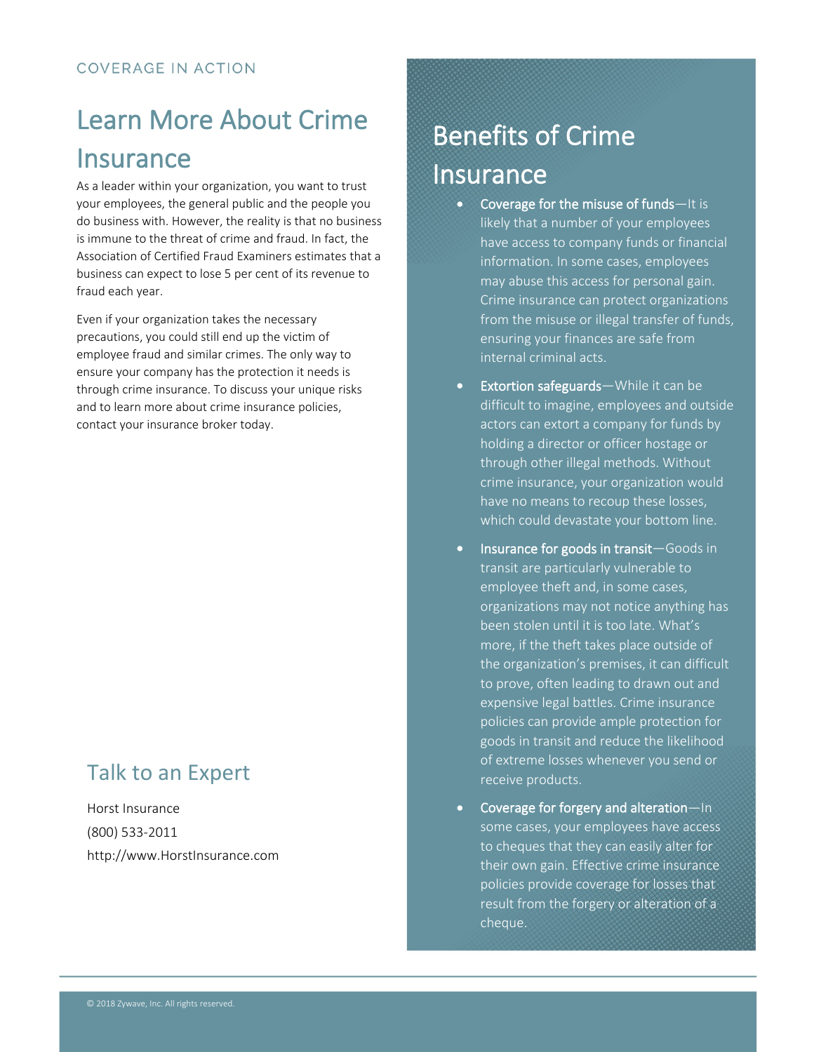COVERAGE IN ACTION

## Learn More About Crime Insurance

As a leader within your organization, you want to trust your employees, the general public and the people you do business with. However, the reality is that no business is immune to the threat of crime and fraud. In fact, the Association of Certified Fraud Examiners estimates that a business can expect to lose 5 per cent of its revenue to fraud each year.

Even if your organization takes the necessary precautions, you could still end up the victim of employee fraud and similar crimes. The only way to ensure your company has the protection it needs is through crime insurance. To discuss your unique risks and to learn more about crime insurance policies, contact your insurance broker today.

## Benefits of Crime Insurance

- **Coverage for the misuse of funds**—It is likely that a number of your employees have access to company funds or financial information. In some cases, employees may abuse this access for personal gain. Crime insurance can protect organizations from the misuse or illegal transfer of funds, ensuring your finances are safe from internal criminal acts.
- **Extortion safeguards**—While it can be difficult to imagine, employees and outside actors can extort a company for funds by holding a director or officer hostage or through other illegal methods. Without crime insurance, your organization would have no means to recoup these losses, which could devastate your bottom line.
- **Insurance for goods in transit**—Goods in transit are particularly vulnerable to employee theft and, in some cases, organizations may not notice anything has been stolen until it is too late. What's more, if the theft takes place outside of the organization's premises, it can difficult to prove, often leading to drawn out and expensive legal battles. Crime insurance policies can provide ample protection for goods in transit and reduce the likelihood of extreme losses whenever you send or receive products.
- **Coverage for forgery and alteration**—In some cases, your employees have access to cheques that they can easily alter for their own gain. Effective crime insurance policies provide coverage for losses that result from the forgery or alteration of a cheque.

## Talk to an Expert

Horst Insurance
(800) 533-2011
http://www.HorstInsurance.com

© 2018 Zywave, Inc. All rights reserved.